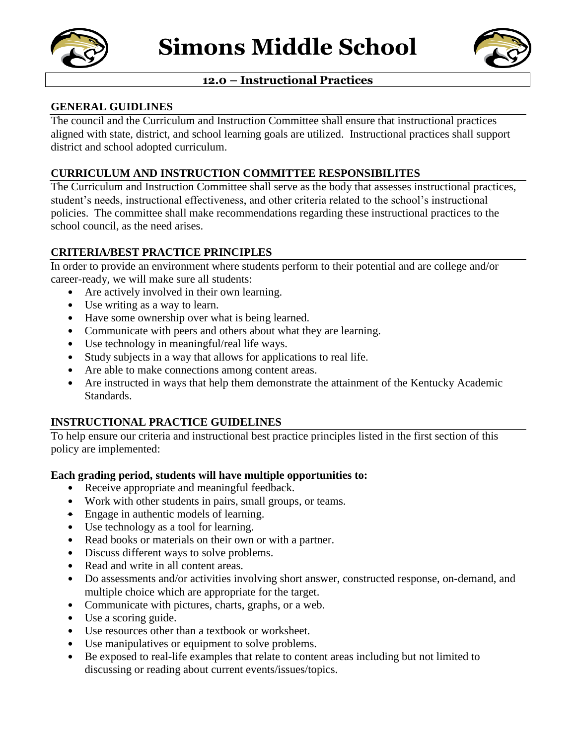# Simons Middle School

## 12.0 – Instructional Practices

### GENERAL GUIDLINES

The council and the Curriculum and Instruction Committee shall ensure that instructional practices aligned with state, district, and school learning goals are utilized. Instructional practices shall support district and school adopted curriculum.

### CURRICULUM AND INSTRUCTION COMMITTEE RESPONSIBILITES

The Curriculum and Instruction Committee shall serve as the body that assesses instructional practices, student's needs, instructional effectiveness, and other criteria related to the school's instructional policies. The committee shall make recommendations regarding these instructional practices to the school council, as the need arises.

### CRITERIA/BEST PRACTICE PRINCIPLES

In order to provide an environment where students perform to their potential and are college and/or career-ready, we will make sure all students:

- Are actively involved in their own learning.
- Use writing as a way to learn.
- Have some ownership over what is being learned.
- Communicate with peers and others about what they are learning.
- Use technology in meaningful/real life ways.
- Study subjects in a way that allows for applications to real life.
- Are able to make connections among content areas.
- Are instructed in ways that help them demonstrate the attainment of the Kentucky Academic Standards.

### INSTRUCTIONAL PRACTICE GUIDELINES

To help ensure our criteria and instructional best practice principles listed in the first section of this policy are implemented:

**Each grading period, students will have multiple opportunities to:**

- Receive appropriate and meaningful feedback.
- Work with other students in pairs, small groups, or teams.
- Engage in authentic models of learning.
- Use technology as a tool for learning.
- Read books or materials on their own or with a partner.
- Discuss different ways to solve problems.
- Read and write in all content areas.
- Do assessments and/or activities involving short answer, constructed response, on-demand, and multiple choice which are appropriate for the target.
- Communicate with pictures, charts, graphs, or a web.
- Use a scoring guide.
- Use resources other than a textbook or worksheet.
- Use manipulatives or equipment to solve problems.
- Be exposed to real-life examples that relate to content areas including but not limited to discussing or reading about current events/issues/topics.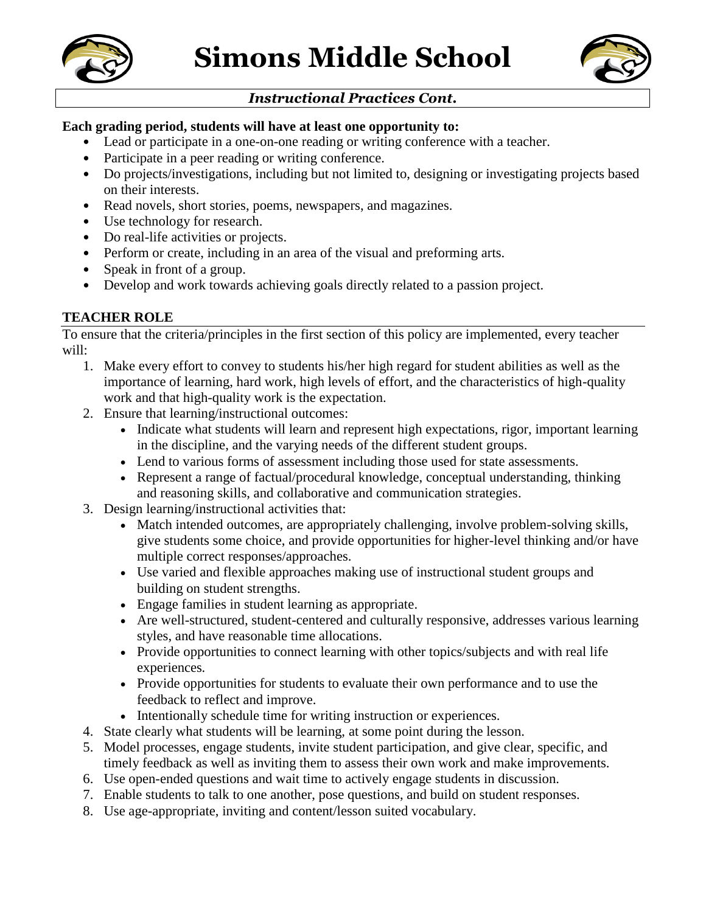# Simons Middle School

*Instructional Practices Cont.*

**Each grading period, students will have at least one opportunity to:**

- Lead or participate in a one-on-one reading or writing conference with a teacher.
- Participate in a peer reading or writing conference.
- Do projects/investigations, including but not limited to, designing or investigating projects based on their interests.
- Read novels, short stories, poems, newspapers, and magazines.
- Use technology for research.
- Do real-life activities or projects.
- Perform or create, including in an area of the visual and preforming arts.
- Speak in front of a group.
- Develop and work towards achieving goals directly related to a passion project.

## TEACHER ROLE

To ensure that the criteria/principles in the first section of this policy are implemented, every teacher will:

1. Make every effort to convey to students his/her high regard for student abilities as well as the importance of learning, hard work, high levels of effort, and the characteristics of high-quality work and that high-quality work is the expectation.
2. Ensure that learning/instructional outcomes:
   - Indicate what students will learn and represent high expectations, rigor, important learning in the discipline, and the varying needs of the different student groups.
   - Lend to various forms of assessment including those used for state assessments.
   - Represent a range of factual/procedural knowledge, conceptual understanding, thinking and reasoning skills, and collaborative and communication strategies.
3. Design learning/instructional activities that:
   - Match intended outcomes, are appropriately challenging, involve problem-solving skills, give students some choice, and provide opportunities for higher-level thinking and/or have multiple correct responses/approaches.
   - Use varied and flexible approaches making use of instructional student groups and building on student strengths.
   - Engage families in student learning as appropriate.
   - Are well-structured, student-centered and culturally responsive, addresses various learning styles, and have reasonable time allocations.
   - Provide opportunities to connect learning with other topics/subjects and with real life experiences.
   - Provide opportunities for students to evaluate their own performance and to use the feedback to reflect and improve.
   - Intentionally schedule time for writing instruction or experiences.
4. State clearly what students will be learning, at some point during the lesson.
5. Model processes, engage students, invite student participation, and give clear, specific, and timely feedback as well as inviting them to assess their own work and make improvements.
6. Use open-ended questions and wait time to actively engage students in discussion.
7. Enable students to talk to one another, pose questions, and build on student responses.
8. Use age-appropriate, inviting and content/lesson suited vocabulary.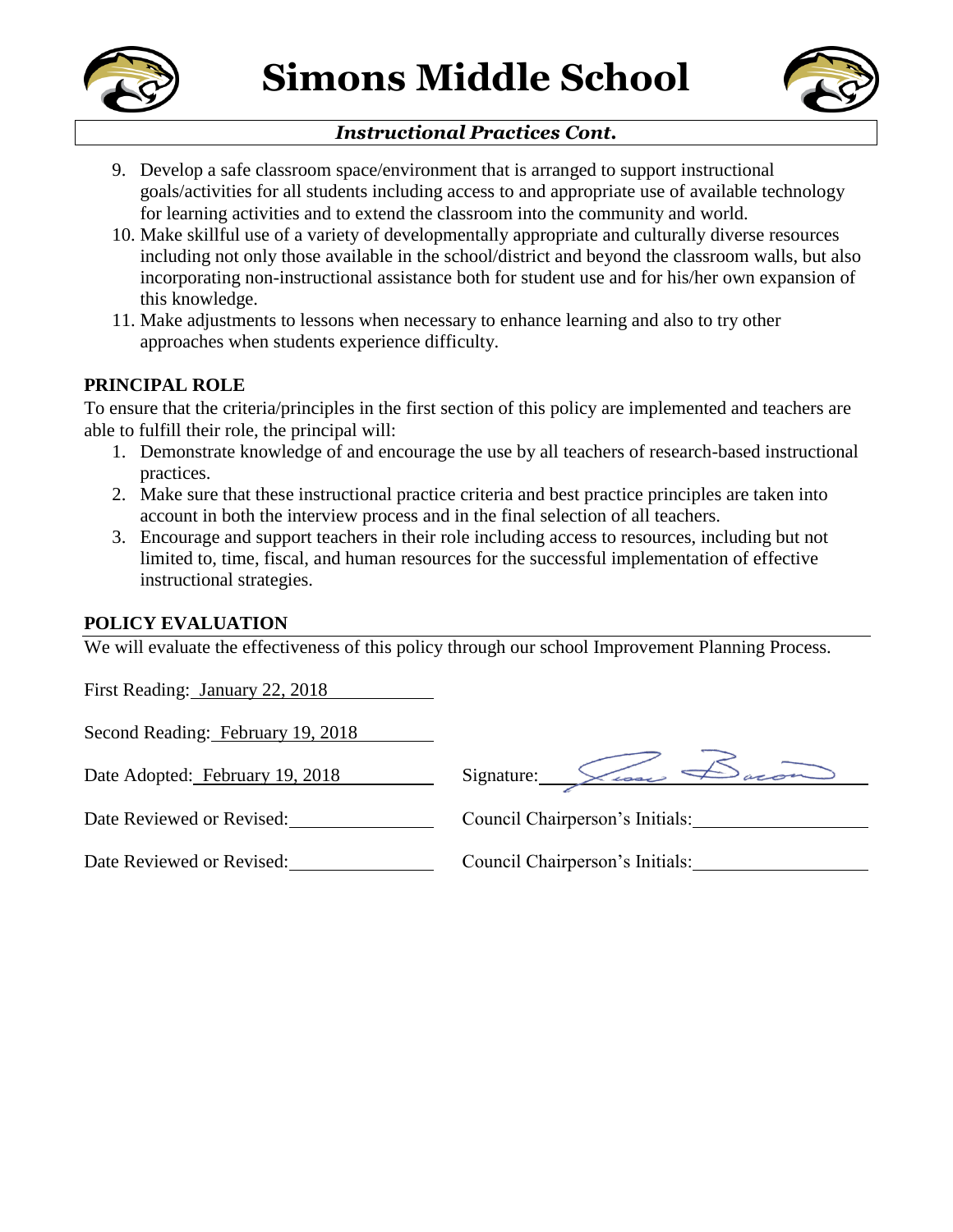# Simons Middle School

*Instructional Practices Cont.*

9. Develop a safe classroom space/environment that is arranged to support instructional goals/activities for all students including access to and appropriate use of available technology for learning activities and to extend the classroom into the community and world.
10. Make skillful use of a variety of developmentally appropriate and culturally diverse resources including not only those available in the school/district and beyond the classroom walls, but also incorporating non-instructional assistance both for student use and for his/her own expansion of this knowledge.
11. Make adjustments to lessons when necessary to enhance learning and also to try other approaches when students experience difficulty.

**PRINCIPAL ROLE**

To ensure that the criteria/principles in the first section of this policy are implemented and teachers are able to fulfill their role, the principal will:

1. Demonstrate knowledge of and encourage the use by all teachers of research-based instructional practices.
2. Make sure that these instructional practice criteria and best practice principles are taken into account in both the interview process and in the final selection of all teachers.
3. Encourage and support teachers in their role including access to resources, including but not limited to, time, fiscal, and human resources for the successful implementation of effective instructional strategies.

**POLICY EVALUATION**

We will evaluate the effectiveness of this policy through our school Improvement Planning Process.

First Reading: January 22, 2018

Second Reading: February 19, 2018

Date Adopted: February 19, 2018 Signature: [signature]

Date Reviewed or Revised: ____________ Council Chairperson's Initials: ____________

Date Reviewed or Revised: ____________ Council Chairperson's Initials: ____________